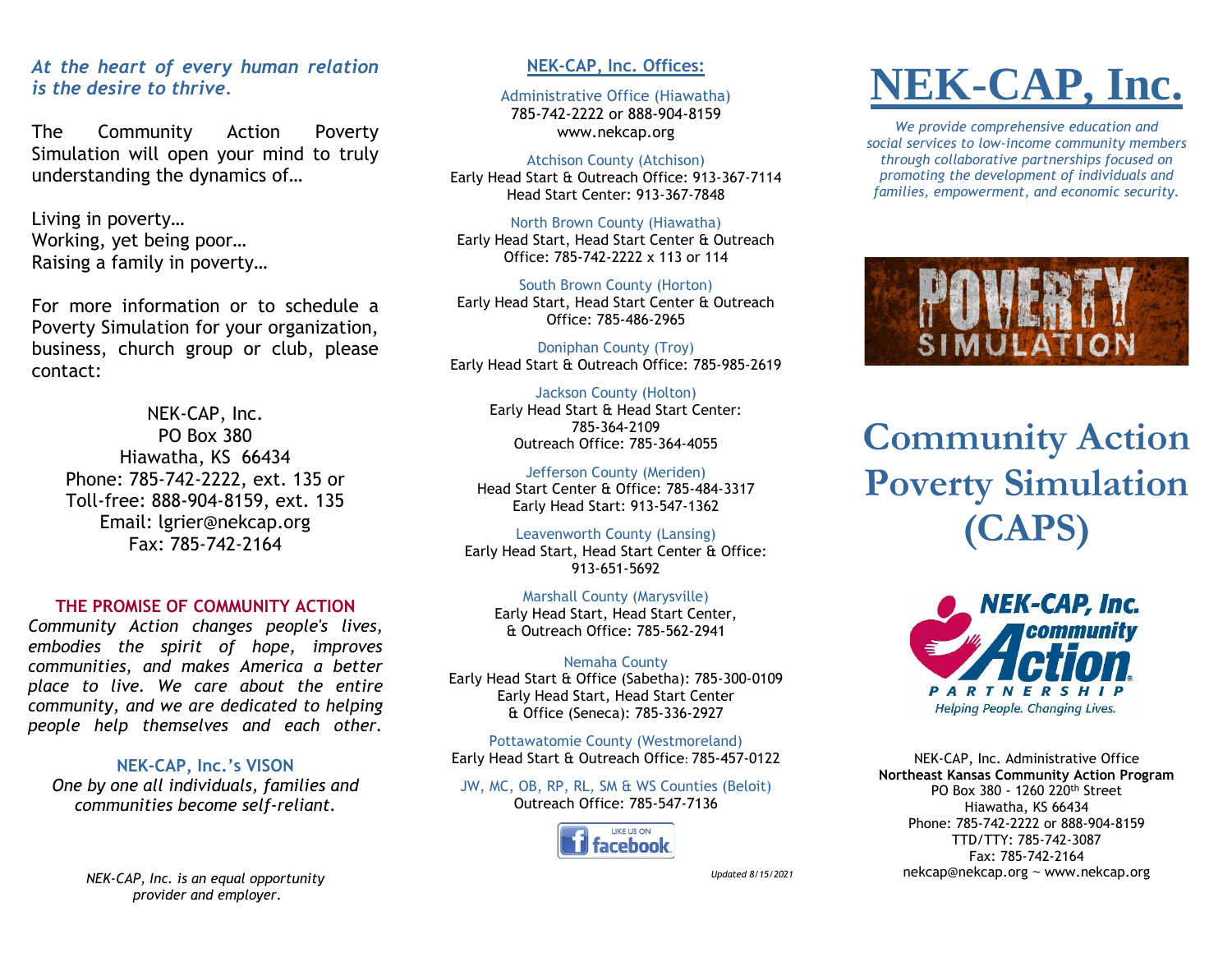*At the heart of every human relation is the desire to thrive.*

The Community Action Poverty Simulation will open your mind to truly understanding the dynamics of…

Living in poverty…
Working, yet being poor…
Raising a family in poverty…

For more information or to schedule a Poverty Simulation for your organization, business, church group or club, please contact:

NEK-CAP, Inc.
PO Box 380
Hiawatha, KS 66434
Phone: 785-742-2222, ext. 135 or
Toll-free: 888-904-8159, ext. 135
Email: lgrier@nekcap.org
Fax: 785-742-2164

## THE PROMISE OF COMMUNITY ACTION

*Community Action changes people's lives, embodies the spirit of hope, improves communities, and makes America a better place to live. We care about the entire community, and we are dedicated to helping people help themselves and each other.*

## NEK-CAP, Inc.'s VISON

*One by one all individuals, families and communities become self-reliant.*

*NEK-CAP, Inc. is an equal opportunity provider and employer.*

## NEK-CAP, Inc. Offices:

Administrative Office (Hiawatha)
785-742-2222 or 888-904-8159
www.nekcap.org

Atchison County (Atchison)
Early Head Start & Outreach Office: 913-367-7114
Head Start Center: 913-367-7848

North Brown County (Hiawatha)
Early Head Start, Head Start Center & Outreach Office: 785-742-2222 x 113 or 114

South Brown County (Horton)
Early Head Start, Head Start Center & Outreach Office: 785-486-2965

Doniphan County (Troy)
Early Head Start & Outreach Office: 785-985-2619

Jackson County (Holton)
Early Head Start & Head Start Center: 785-364-2109
Outreach Office: 785-364-4055

Jefferson County (Meriden)
Head Start Center & Office: 785-484-3317
Early Head Start: 913-547-1362

Leavenworth County (Lansing)
Early Head Start, Head Start Center & Office: 913-651-5692

Marshall County (Marysville)
Early Head Start, Head Start Center, & Outreach Office: 785-562-2941

Nemaha County
Early Head Start & Office (Sabetha): 785-300-0109
Early Head Start, Head Start Center & Office (Seneca): 785-336-2927

Pottawatomie County (Westmoreland)
Early Head Start & Outreach Office: 785-457-0122

JW, MC, OB, RP, RL, SM & WS Counties (Beloit)
Outreach Office: 785-547-7136

LIKE US ON facebook

*Updated 8/15/2021*

# NEK-CAP, Inc.

*We provide comprehensive education and social services to low-income community members through collaborative partnerships focused on promoting the development of individuals and families, empowerment, and economic security.*

POVERTY SIMULATION

# Community Action Poverty Simulation (CAPS)

NEK-CAP, Inc. community Action PARTNERSHIP
*Helping People. Changing Lives.*

NEK-CAP, Inc. Administrative Office
**Northeast Kansas Community Action Program**
PO Box 380 - 1260 220th Street
Hiawatha, KS 66434
Phone: 785-742-2222 or 888-904-8159
TTD/TTY: 785-742-3087
Fax: 785-742-2164
nekcap@nekcap.org ~ www.nekcap.org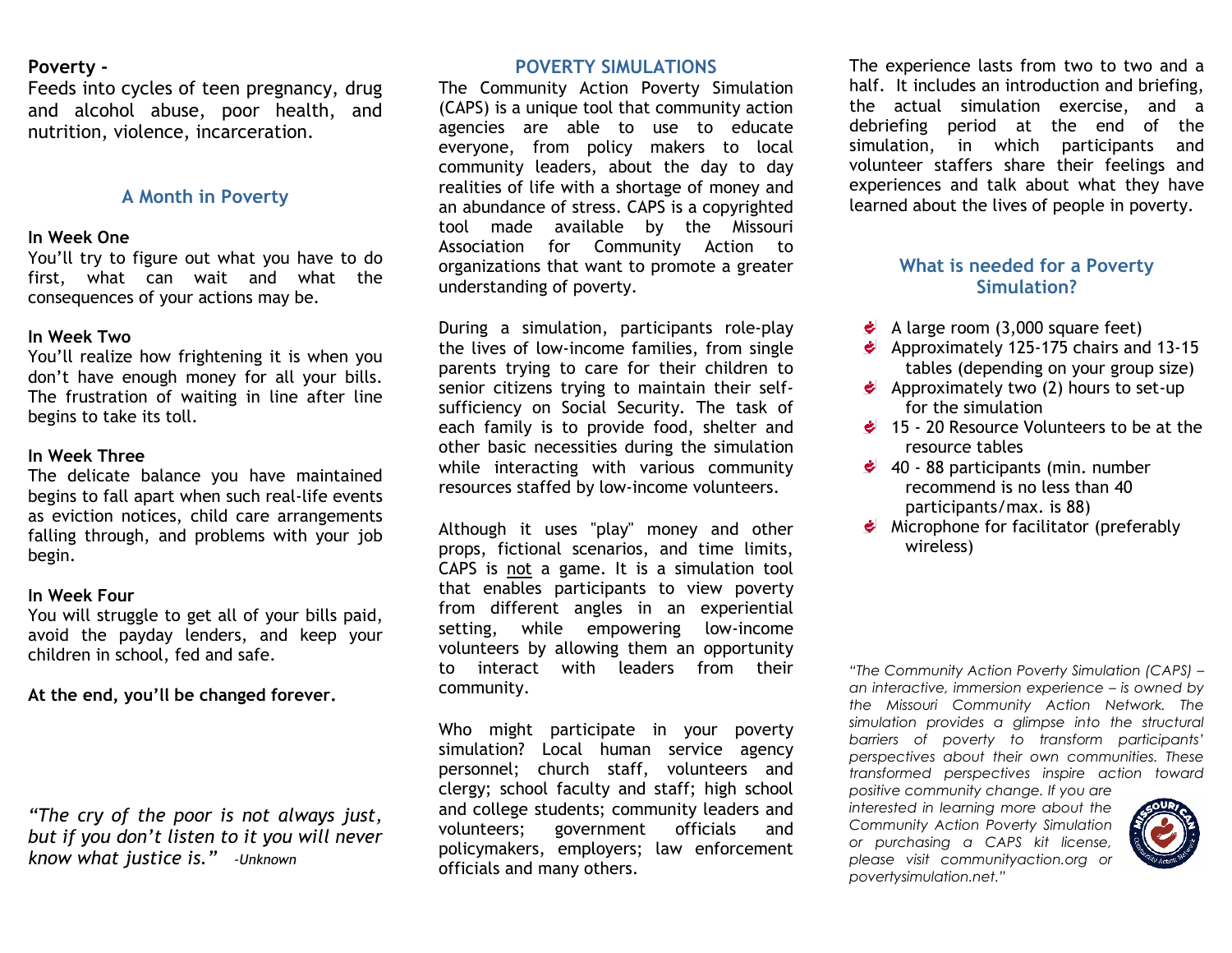**Poverty -**
Feeds into cycles of teen pregnancy, drug and alcohol abuse, poor health, and nutrition, violence, incarceration.

## A Month in Poverty

**In Week One**
You'll try to figure out what you have to do first, what can wait and what the consequences of your actions may be.

**In Week Two**
You'll realize how frightening it is when you don't have enough money for all your bills. The frustration of waiting in line after line begins to take its toll.

**In Week Three**
The delicate balance you have maintained begins to fall apart when such real-life events as eviction notices, child care arrangements falling through, and problems with your job begin.

**In Week Four**
You will struggle to get all of your bills paid, avoid the payday lenders, and keep your children in school, fed and safe.

**At the end, you'll be changed forever.**

*"The cry of the poor is not always just, but if you don't listen to it you will never know what justice is."* *-Unknown*

## POVERTY SIMULATIONS

The Community Action Poverty Simulation (CAPS) is a unique tool that community action agencies are able to use to educate everyone, from policy makers to local community leaders, about the day to day realities of life with a shortage of money and an abundance of stress. CAPS is a copyrighted tool made available by the Missouri Association for Community Action to organizations that want to promote a greater understanding of poverty.

During a simulation, participants role-play the lives of low-income families, from single parents trying to care for their children to senior citizens trying to maintain their self-sufficiency on Social Security. The task of each family is to provide food, shelter and other basic necessities during the simulation while interacting with various community resources staffed by low-income volunteers.

Although it uses "play" money and other props, fictional scenarios, and time limits, CAPS is not a game. It is a simulation tool that enables participants to view poverty from different angles in an experiential setting, while empowering low-income volunteers by allowing them an opportunity to interact with leaders from their community.

Who might participate in your poverty simulation? Local human service agency personnel; church staff, volunteers and clergy; school faculty and staff; high school and college students; community leaders and volunteers; government officials and policymakers, employers; law enforcement officials and many others.

The experience lasts from two to two and a half. It includes an introduction and briefing, the actual simulation exercise, and a debriefing period at the end of the simulation, in which participants and volunteer staffers share their feelings and experiences and talk about what they have learned about the lives of people in poverty.

## What is needed for a Poverty Simulation?

- A large room (3,000 square feet)
- Approximately 125-175 chairs and 13-15 tables (depending on your group size)
- Approximately two (2) hours to set-up for the simulation
- 15 - 20 Resource Volunteers to be at the resource tables
- 40 - 88 participants (min. number recommend is no less than 40 participants/max. is 88)
- Microphone for facilitator (preferably wireless)

*"The Community Action Poverty Simulation (CAPS) – an interactive, immersion experience – is owned by the Missouri Community Action Network. The simulation provides a glimpse into the structural barriers of poverty to transform participants' perspectives about their own communities. These transformed perspectives inspire action toward positive community change. If you are interested in learning more about the Community Action Poverty Simulation or purchasing a CAPS kit license, please visit communityaction.org or povertysimulation.net."*